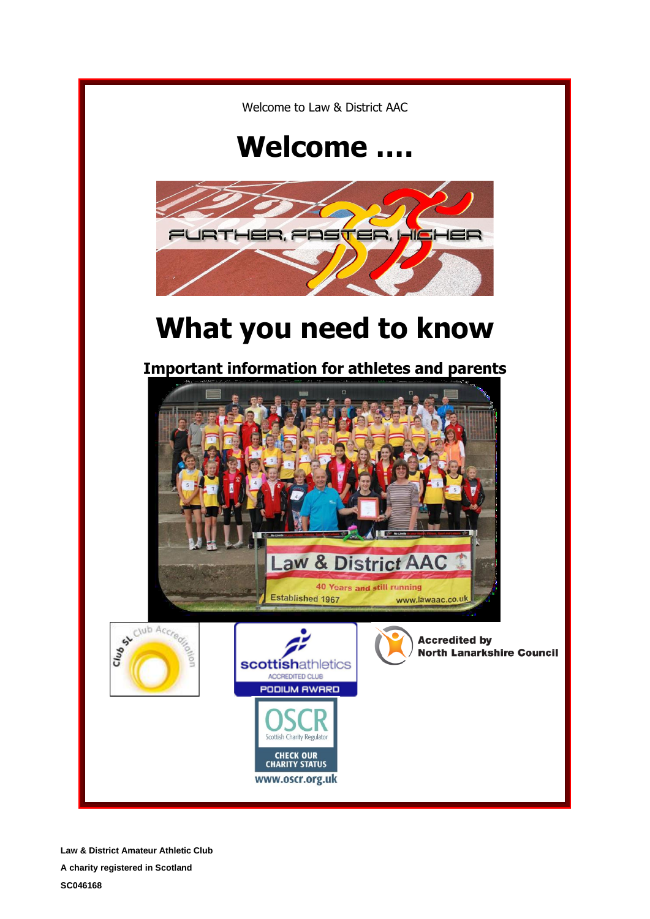Welcome to Law & District AAC

# Welcome ....

# What you need to know

## Important information for athletes and parents

Accredited by North Lanarkshire Council

**Law & District Amateur Athletic Club**

**A charity registered in Scotland**

**SC046168**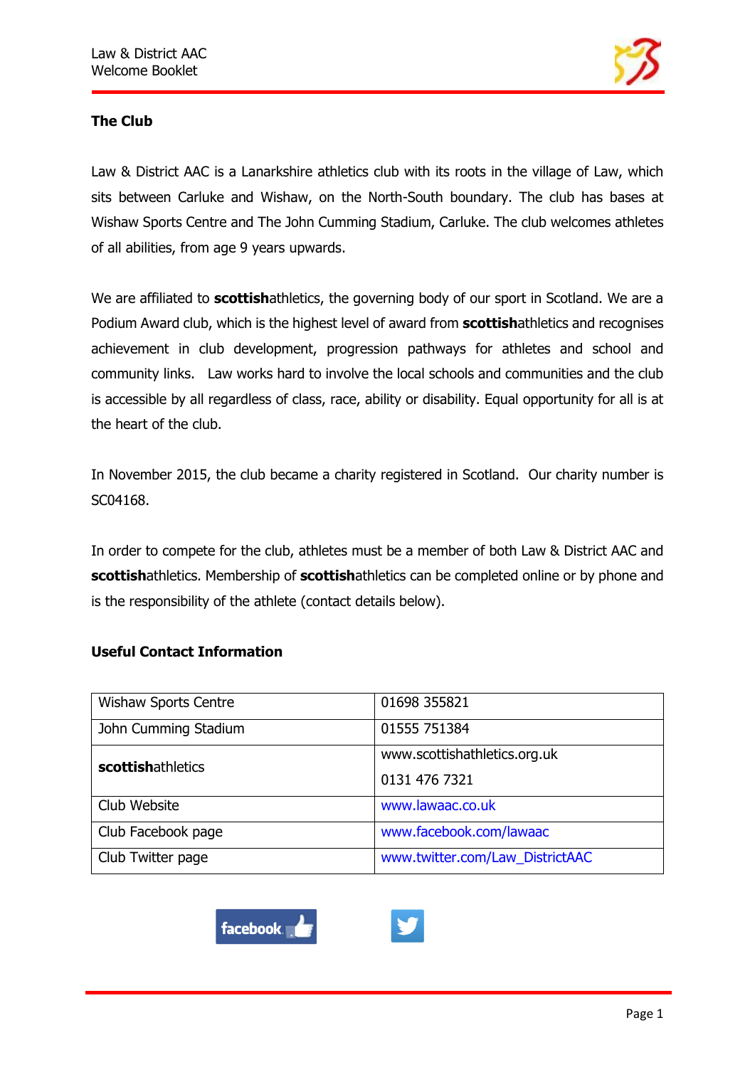## The Club

Law & District AAC is a Lanarkshire athletics club with its roots in the village of Law, which sits between Carluke and Wishaw, on the North-South boundary. The club has bases at Wishaw Sports Centre and The John Cumming Stadium, Carluke. The club welcomes athletes of all abilities, from age 9 years upwards.

We are affiliated to **scottish**athletics, the governing body of our sport in Scotland. We are a Podium Award club, which is the highest level of award from **scottish**athletics and recognises achievement in club development, progression pathways for athletes and school and community links. Law works hard to involve the local schools and communities and the club is accessible by all regardless of class, race, ability or disability. Equal opportunity for all is at the heart of the club.

In November 2015, the club became a charity registered in Scotland. Our charity number is SC04168.

In order to compete for the club, athletes must be a member of both Law & District AAC and **scottish**athletics. Membership of **scottish**athletics can be completed online or by phone and is the responsibility of the athlete (contact details below).

## Useful Contact Information

| | |
|---|---|
| Wishaw Sports Centre | 01698 355821 |
| John Cumming Stadium | 01555 751384 |
| **scottish**athletics | www.scottishathletics.org.uk<br>0131 476 7321 |
| Club Website | www.lawaac.co.uk |
| Club Facebook page | www.facebook.com/lawaac |
| Club Twitter page | www.twitter.com/Law_DistrictAAC |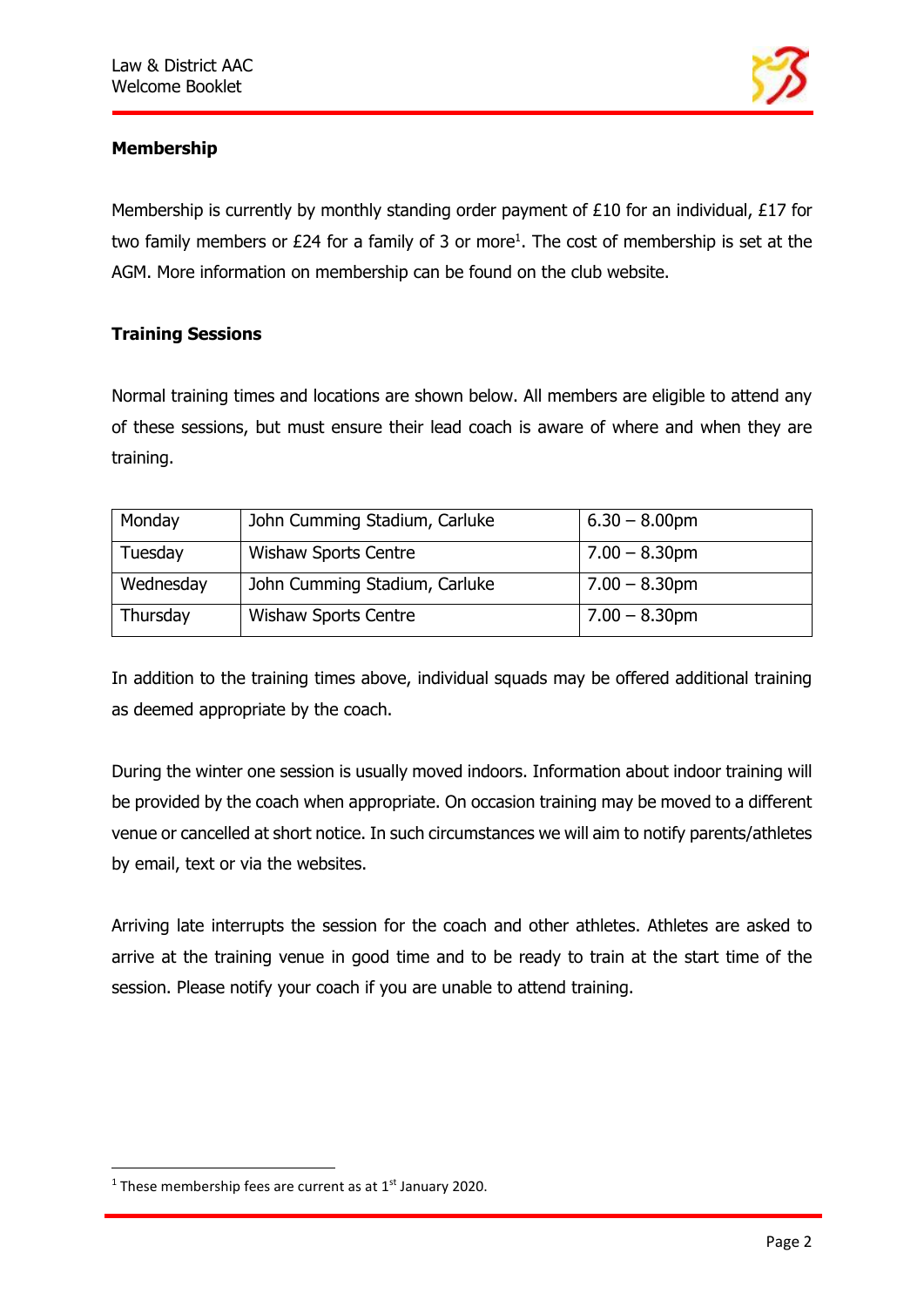## Membership

Membership is currently by monthly standing order payment of £10 for an individual, £17 for two family members or £24 for a family of 3 or more[1]. The cost of membership is set at the AGM. More information on membership can be found on the club website.

## Training Sessions

Normal training times and locations are shown below. All members are eligible to attend any of these sessions, but must ensure their lead coach is aware of where and when they are training.

| Monday | John Cumming Stadium, Carluke | 6.30 – 8.00pm |
|---|---|---|
| Tuesday | Wishaw Sports Centre | 7.00 – 8.30pm |
| Wednesday | John Cumming Stadium, Carluke | 7.00 – 8.30pm |
| Thursday | Wishaw Sports Centre | 7.00 – 8.30pm |

In addition to the training times above, individual squads may be offered additional training as deemed appropriate by the coach.

During the winter one session is usually moved indoors. Information about indoor training will be provided by the coach when appropriate. On occasion training may be moved to a different venue or cancelled at short notice. In such circumstances we will aim to notify parents/athletes by email, text or via the websites.

Arriving late interrupts the session for the coach and other athletes. Athletes are asked to arrive at the training venue in good time and to be ready to train at the start time of the session. Please notify your coach if you are unable to attend training.

[1] These membership fees are current as at 1st January 2020.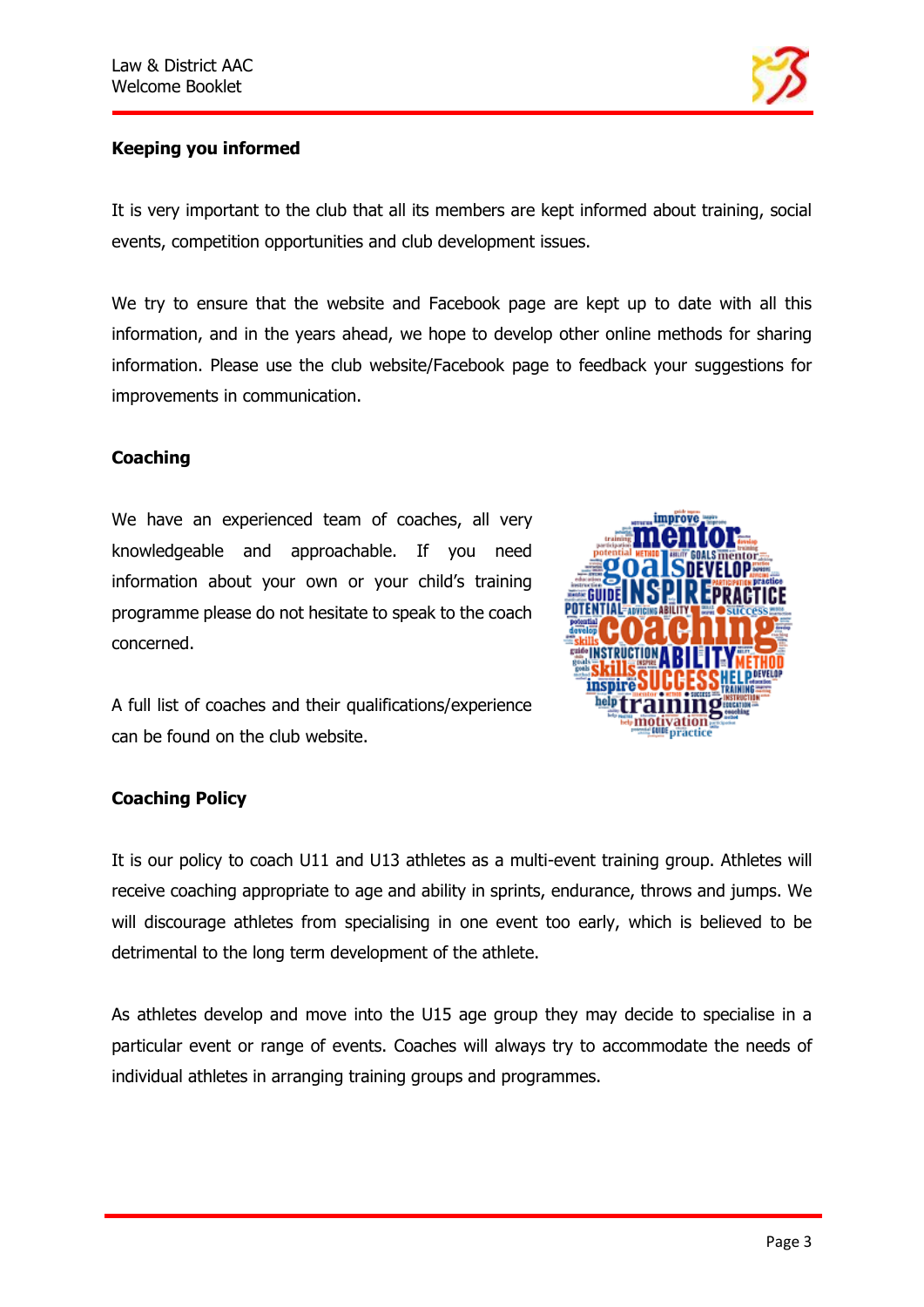## Keeping you informed

It is very important to the club that all its members are kept informed about training, social events, competition opportunities and club development issues.

We try to ensure that the website and Facebook page are kept up to date with all this information, and in the years ahead, we hope to develop other online methods for sharing information. Please use the club website/Facebook page to feedback your suggestions for improvements in communication.

## Coaching

We have an experienced team of coaches, all very knowledgeable and approachable. If you need information about your own or your child's training programme please do not hesitate to speak to the coach concerned.

A full list of coaches and their qualifications/experience can be found on the club website.

## Coaching Policy

It is our policy to coach U11 and U13 athletes as a multi-event training group. Athletes will receive coaching appropriate to age and ability in sprints, endurance, throws and jumps. We will discourage athletes from specialising in one event too early, which is believed to be detrimental to the long term development of the athlete.

As athletes develop and move into the U15 age group they may decide to specialise in a particular event or range of events. Coaches will always try to accommodate the needs of individual athletes in arranging training groups and programmes.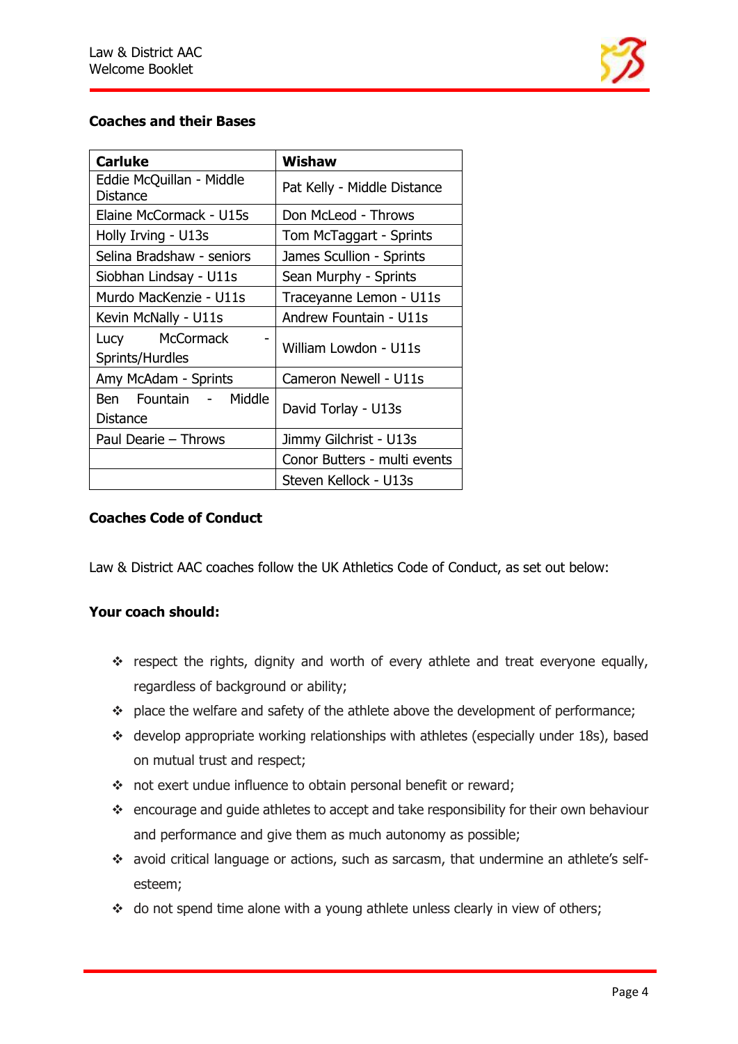**Coaches and their Bases**

| Carluke | Wishaw |
|---|---|
| Eddie McQuillan - Middle Distance | Pat Kelly - Middle Distance |
| Elaine McCormack - U15s | Don McLeod - Throws |
| Holly Irving - U13s | Tom McTaggart - Sprints |
| Selina Bradshaw - seniors | James Scullion - Sprints |
| Siobhan Lindsay - U11s | Sean Murphy - Sprints |
| Murdo MacKenzie - U11s | Traceyanne Lemon - U11s |
| Kevin McNally - U11s | Andrew Fountain - U11s |
| Lucy McCormack - Sprints/Hurdles | William Lowdon - U11s |
| Amy McAdam - Sprints | Cameron Newell - U11s |
| Ben Fountain - Middle Distance | David Torlay - U13s |
| Paul Dearie – Throws | Jimmy Gilchrist - U13s |
| | Conor Butters - multi events |
| | Steven Kellock - U13s |

**Coaches Code of Conduct**

Law & District AAC coaches follow the UK Athletics Code of Conduct, as set out below:

**Your coach should:**

- respect the rights, dignity and worth of every athlete and treat everyone equally, regardless of background or ability;
- place the welfare and safety of the athlete above the development of performance;
- develop appropriate working relationships with athletes (especially under 18s), based on mutual trust and respect;
- not exert undue influence to obtain personal benefit or reward;
- encourage and guide athletes to accept and take responsibility for their own behaviour and performance and give them as much autonomy as possible;
- avoid critical language or actions, such as sarcasm, that undermine an athlete's self-esteem;
- do not spend time alone with a young athlete unless clearly in view of others;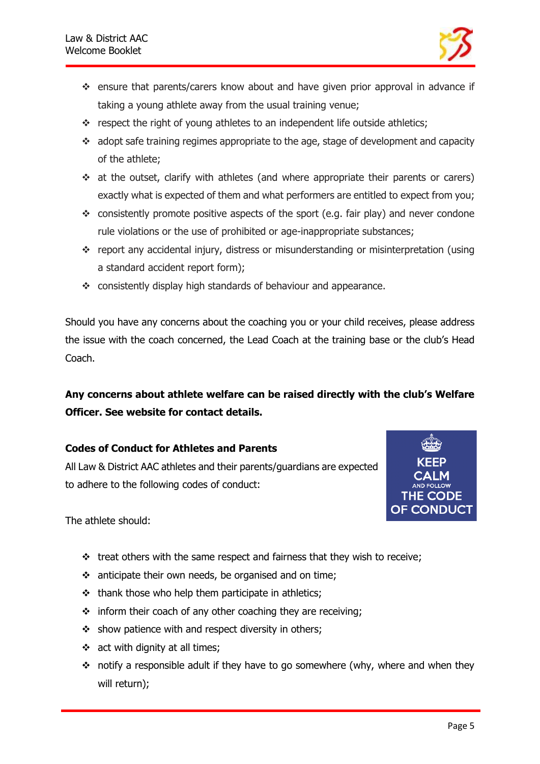- ensure that parents/carers know about and have given prior approval in advance if taking a young athlete away from the usual training venue;
- respect the right of young athletes to an independent life outside athletics;
- adopt safe training regimes appropriate to the age, stage of development and capacity of the athlete;
- at the outset, clarify with athletes (and where appropriate their parents or carers) exactly what is expected of them and what performers are entitled to expect from you;
- consistently promote positive aspects of the sport (e.g. fair play) and never condone rule violations or the use of prohibited or age-inappropriate substances;
- report any accidental injury, distress or misunderstanding or misinterpretation (using a standard accident report form);
- consistently display high standards of behaviour and appearance.

Should you have any concerns about the coaching you or your child receives, please address the issue with the coach concerned, the Lead Coach at the training base or the club's Head Coach.

**Any concerns about athlete welfare can be raised directly with the club's Welfare Officer. See website for contact details.**

### Codes of Conduct for Athletes and Parents

All Law & District AAC athletes and their parents/guardians are expected to adhere to the following codes of conduct:

KEEP CALM AND FOLLOW THE CODE OF CONDUCT

The athlete should:

- treat others with the same respect and fairness that they wish to receive;
- anticipate their own needs, be organised and on time;
- thank those who help them participate in athletics;
- inform their coach of any other coaching they are receiving;
- show patience with and respect diversity in others;
- act with dignity at all times;
- notify a responsible adult if they have to go somewhere (why, where and when they will return);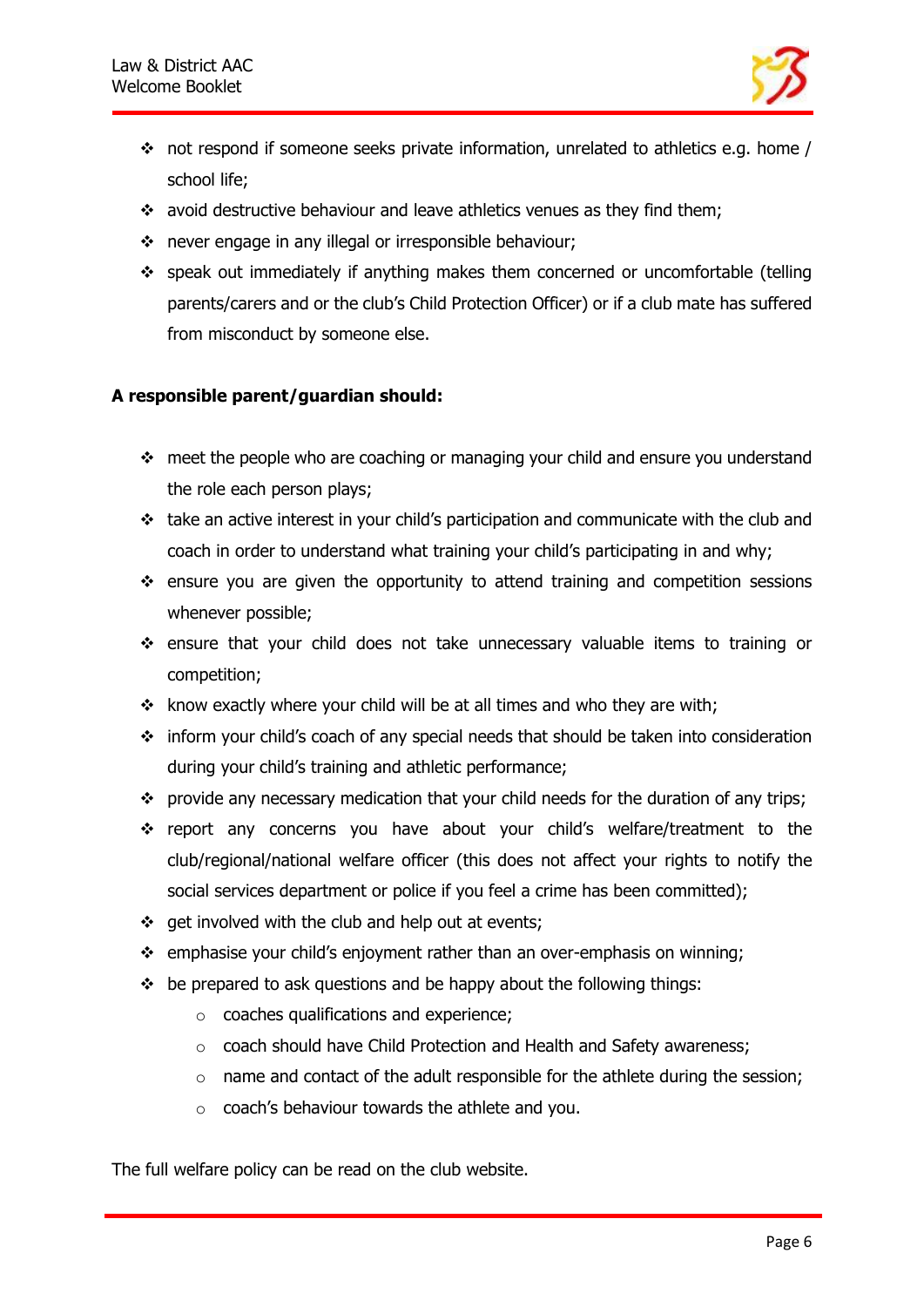- not respond if someone seeks private information, unrelated to athletics e.g. home / school life;
- avoid destructive behaviour and leave athletics venues as they find them;
- never engage in any illegal or irresponsible behaviour;
- speak out immediately if anything makes them concerned or uncomfortable (telling parents/carers and or the club's Child Protection Officer) or if a club mate has suffered from misconduct by someone else.

**A responsible parent/guardian should:**

- meet the people who are coaching or managing your child and ensure you understand the role each person plays;
- take an active interest in your child's participation and communicate with the club and coach in order to understand what training your child's participating in and why;
- ensure you are given the opportunity to attend training and competition sessions whenever possible;
- ensure that your child does not take unnecessary valuable items to training or competition;
- know exactly where your child will be at all times and who they are with;
- inform your child's coach of any special needs that should be taken into consideration during your child's training and athletic performance;
- provide any necessary medication that your child needs for the duration of any trips;
- report any concerns you have about your child's welfare/treatment to the club/regional/national welfare officer (this does not affect your rights to notify the social services department or police if you feel a crime has been committed);
- get involved with the club and help out at events;
- emphasise your child's enjoyment rather than an over-emphasis on winning;
- be prepared to ask questions and be happy about the following things:
    - coaches qualifications and experience;
    - coach should have Child Protection and Health and Safety awareness;
    - name and contact of the adult responsible for the athlete during the session;
    - coach's behaviour towards the athlete and you.

The full welfare policy can be read on the club website.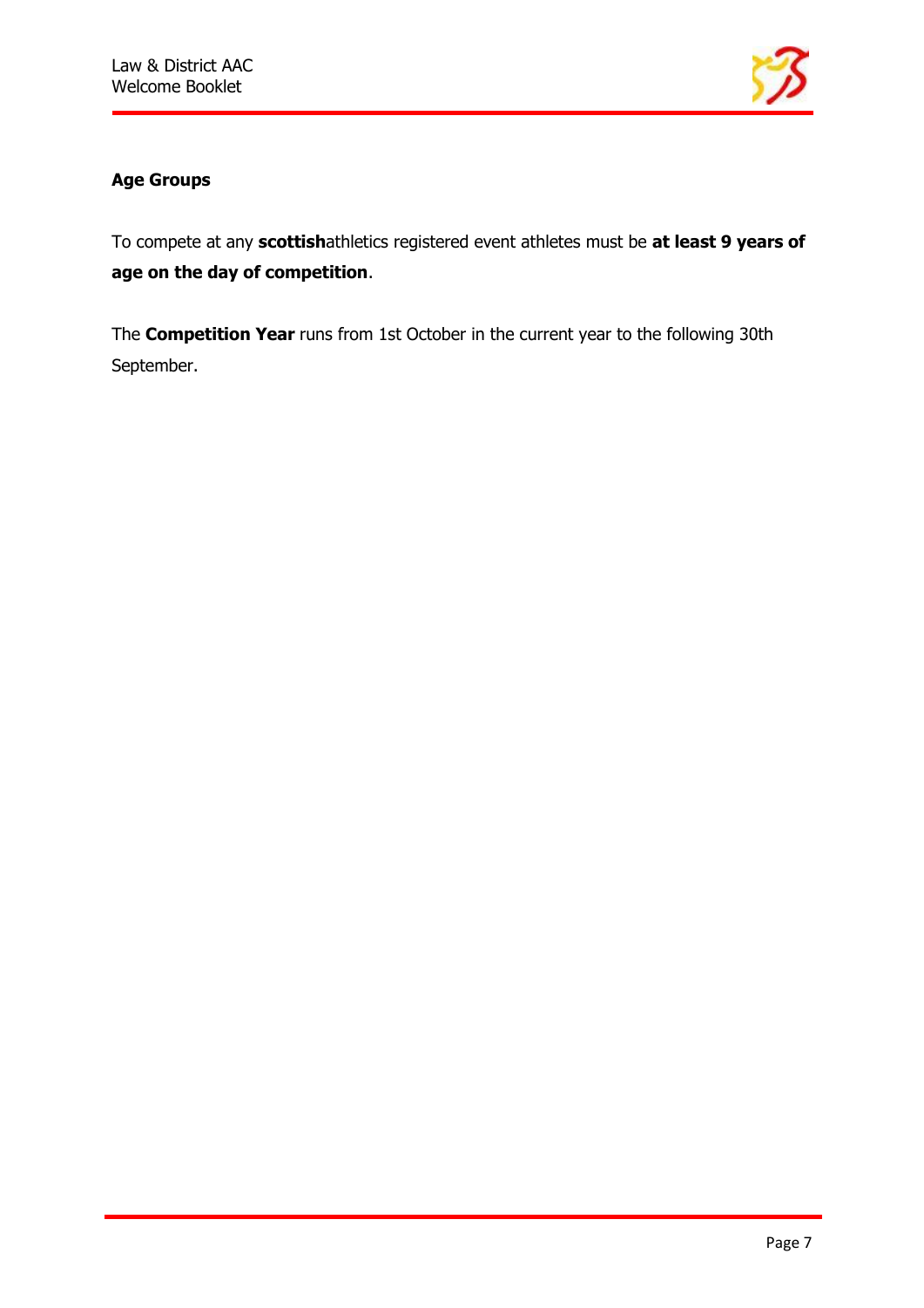**Age Groups**

To compete at any **scottish**athletics registered event athletes must be **at least 9 years of age on the day of competition**.

The **Competition Year** runs from 1st October in the current year to the following 30th September.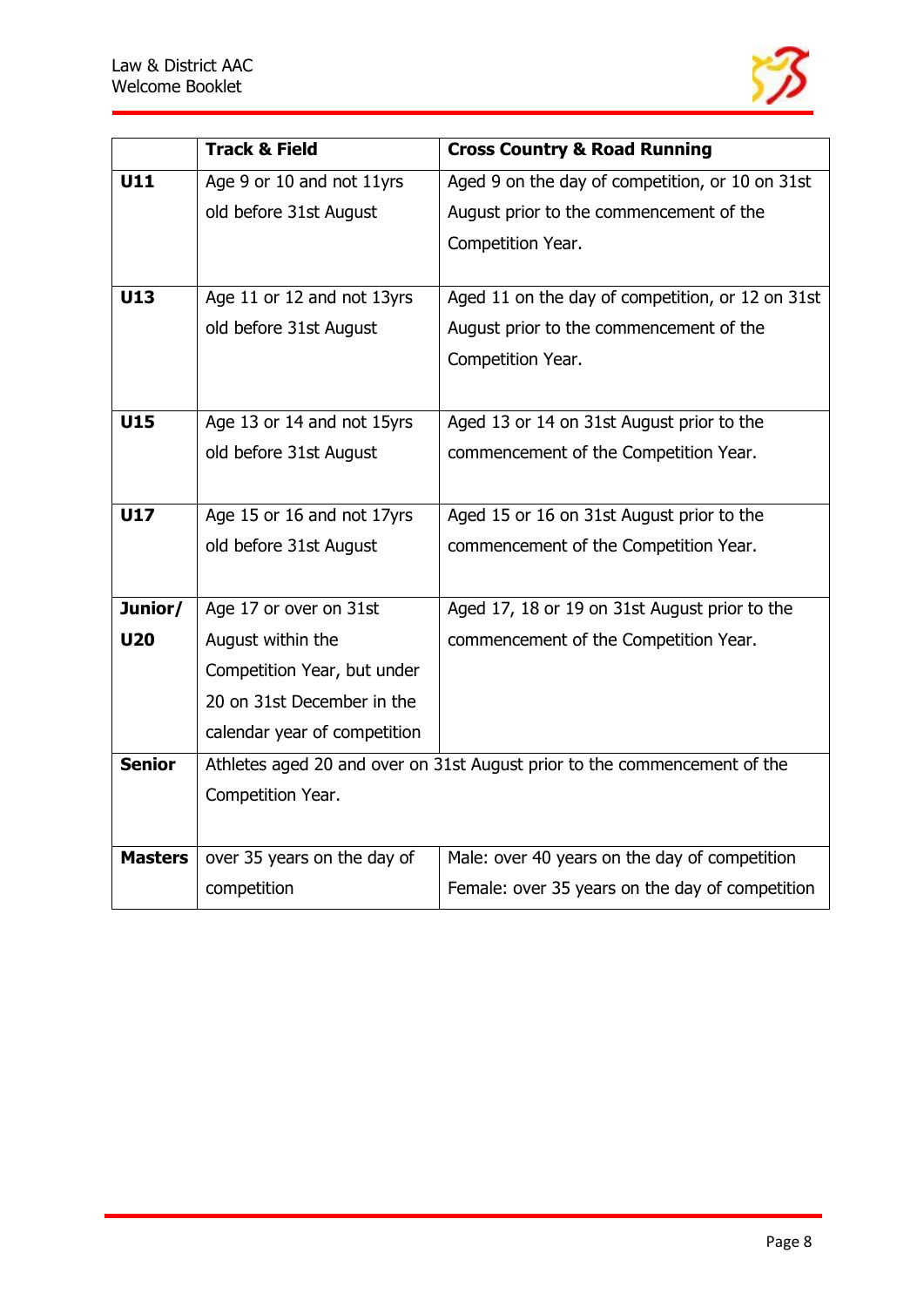| | Track & Field | Cross Country & Road Running |
|---|---|---|
| **U11** | Age 9 or 10 and not 11yrs old before 31st August | Aged 9 on the day of competition, or 10 on 31st August prior to the commencement of the Competition Year. |
| **U13** | Age 11 or 12 and not 13yrs old before 31st August | Aged 11 on the day of competition, or 12 on 31st August prior to the commencement of the Competition Year. |
| **U15** | Age 13 or 14 and not 15yrs old before 31st August | Aged 13 or 14 on 31st August prior to the commencement of the Competition Year. |
| **U17** | Age 15 or 16 and not 17yrs old before 31st August | Aged 15 or 16 on 31st August prior to the commencement of the Competition Year. |
| **Junior/ U20** | Age 17 or over on 31st August within the Competition Year, but under 20 on 31st December in the calendar year of competition | Aged 17, 18 or 19 on 31st August prior to the commencement of the Competition Year. |
| **Senior** | Athletes aged 20 and over on 31st August prior to the commencement of the Competition Year. | |
| **Masters** | over 35 years on the day of competition | Male: over 40 years on the day of competition<br>Female: over 35 years on the day of competition |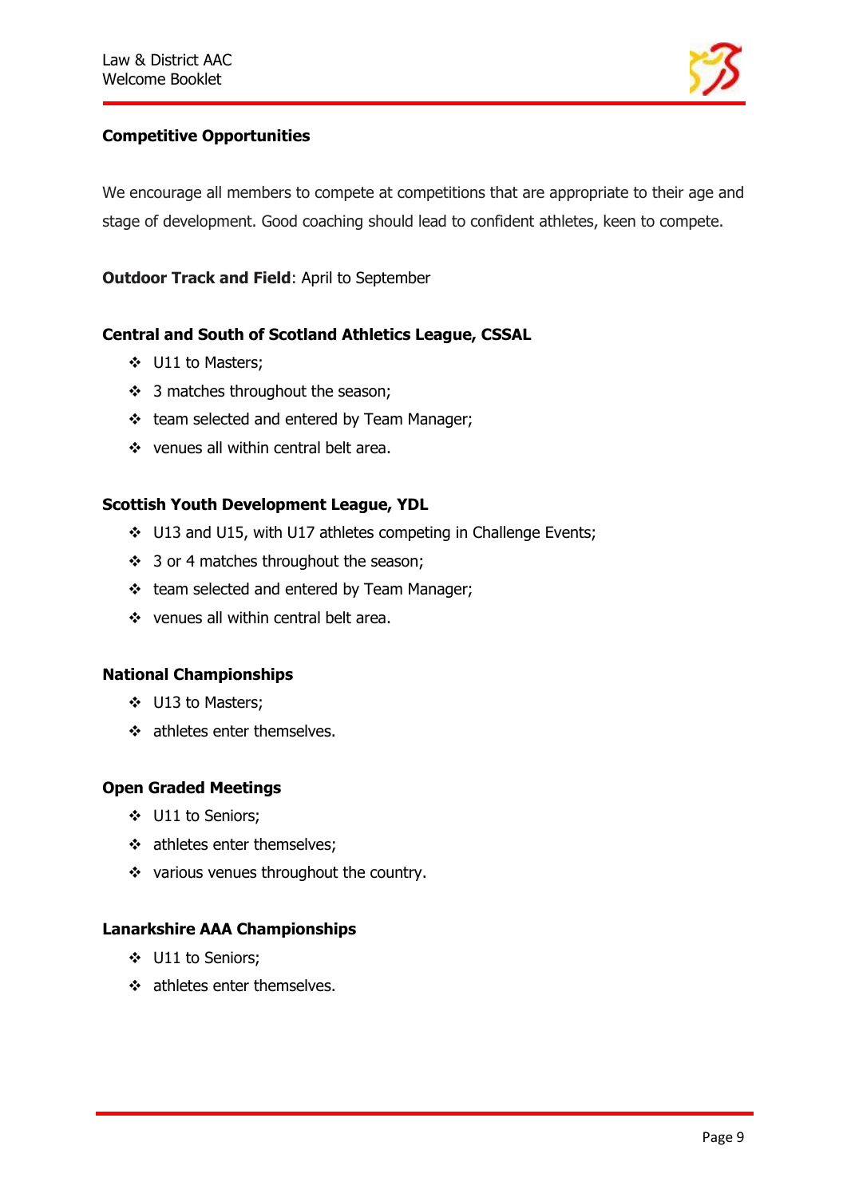## Competitive Opportunities

We encourage all members to compete at competitions that are appropriate to their age and stage of development. Good coaching should lead to confident athletes, keen to compete.

**Outdoor Track and Field**: April to September

### Central and South of Scotland Athletics League, CSSAL

- U11 to Masters;
- 3 matches throughout the season;
- team selected and entered by Team Manager;
- venues all within central belt area.

### Scottish Youth Development League, YDL

- U13 and U15, with U17 athletes competing in Challenge Events;
- 3 or 4 matches throughout the season;
- team selected and entered by Team Manager;
- venues all within central belt area.

### National Championships

- U13 to Masters;
- athletes enter themselves.

### Open Graded Meetings

- U11 to Seniors;
- athletes enter themselves;
- various venues throughout the country.

### Lanarkshire AAA Championships

- U11 to Seniors;
- athletes enter themselves.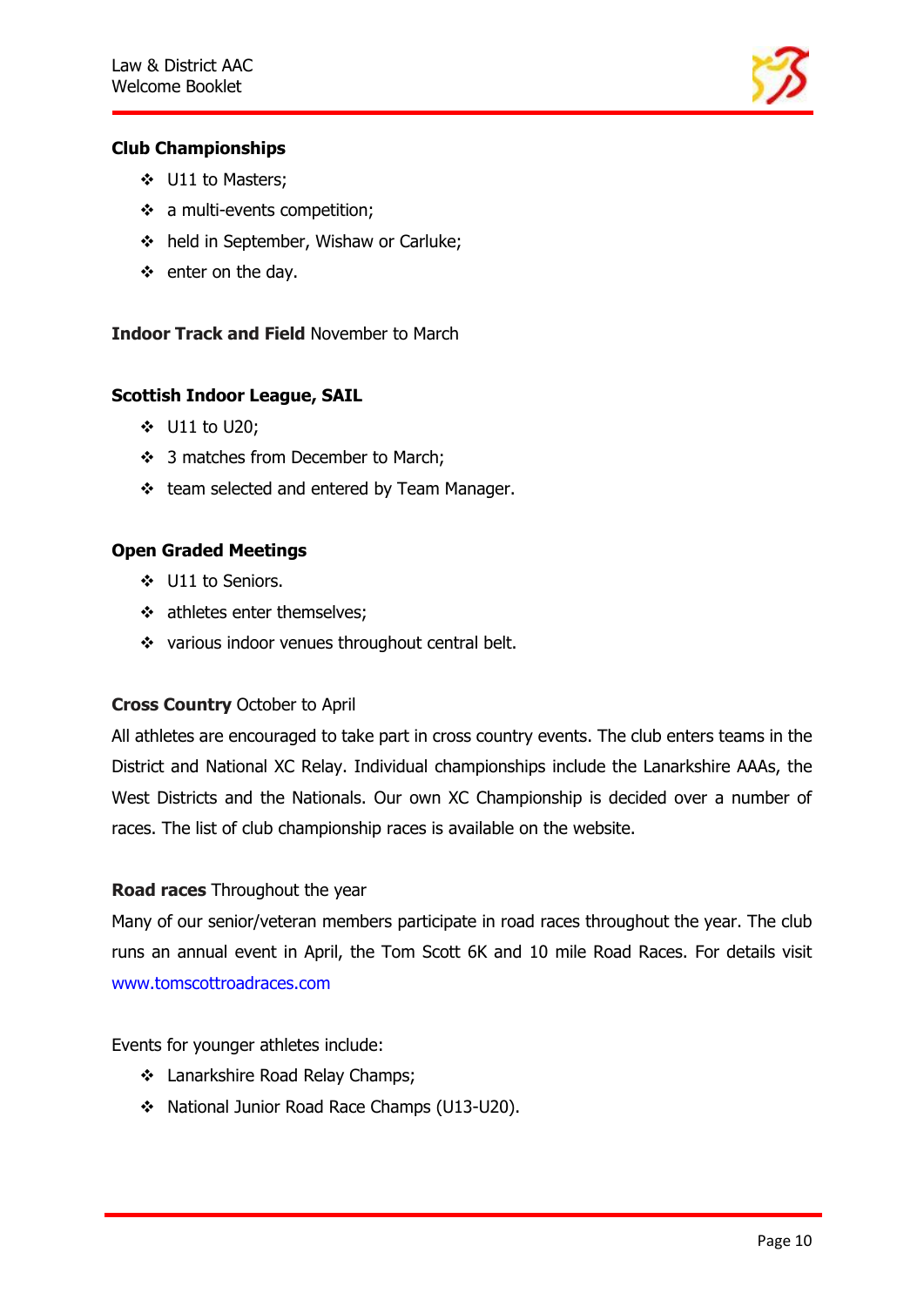**Club Championships**

- U11 to Masters;
- a multi-events competition;
- held in September, Wishaw or Carluke;
- enter on the day.

**Indoor Track and Field** November to March

**Scottish Indoor League, SAIL**

- U11 to U20;
- 3 matches from December to March;
- team selected and entered by Team Manager.

**Open Graded Meetings**

- U11 to Seniors.
- athletes enter themselves;
- various indoor venues throughout central belt.

**Cross Country** October to April

All athletes are encouraged to take part in cross country events. The club enters teams in the District and National XC Relay. Individual championships include the Lanarkshire AAAs, the West Districts and the Nationals. Our own XC Championship is decided over a number of races. The list of club championship races is available on the website.

**Road races** Throughout the year

Many of our senior/veteran members participate in road races throughout the year. The club runs an annual event in April, the Tom Scott 6K and 10 mile Road Races. For details visit www.tomscottroadraces.com

Events for younger athletes include:

- Lanarkshire Road Relay Champs;
- National Junior Road Race Champs (U13-U20).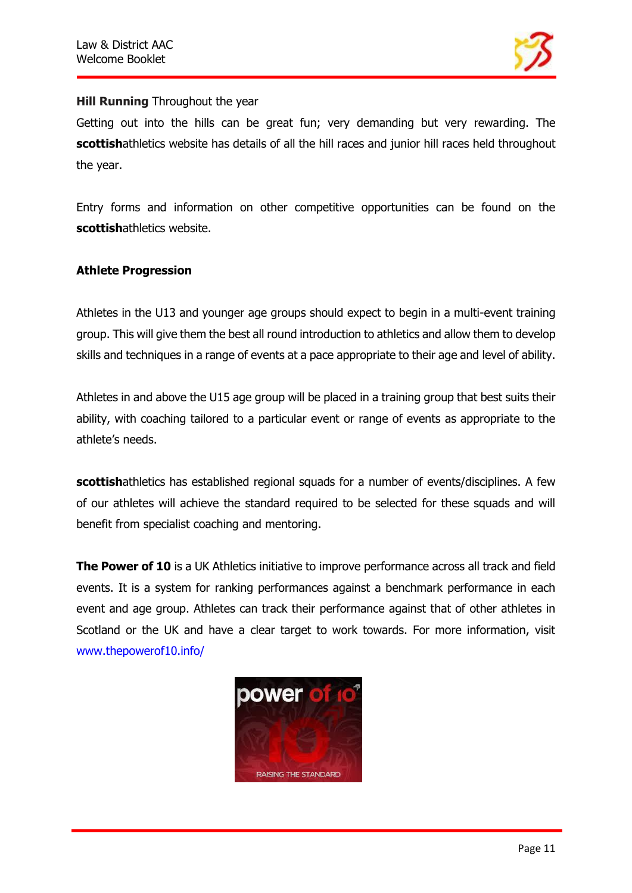**Hill Running** Throughout the year

Getting out into the hills can be great fun; very demanding but very rewarding. The **scottish**athletics website has details of all the hill races and junior hill races held throughout the year.

Entry forms and information on other competitive opportunities can be found on the **scottish**athletics website.

**Athlete Progression**

Athletes in the U13 and younger age groups should expect to begin in a multi-event training group. This will give them the best all round introduction to athletics and allow them to develop skills and techniques in a range of events at a pace appropriate to their age and level of ability.

Athletes in and above the U15 age group will be placed in a training group that best suits their ability, with coaching tailored to a particular event or range of events as appropriate to the athlete's needs.

**scottish**athletics has established regional squads for a number of events/disciplines. A few of our athletes will achieve the standard required to be selected for these squads and will benefit from specialist coaching and mentoring.

**The Power of 10** is a UK Athletics initiative to improve performance across all track and field events. It is a system for ranking performances against a benchmark performance in each event and age group. Athletes can track their performance against that of other athletes in Scotland or the UK and have a clear target to work towards. For more information, visit www.thepowerof10.info/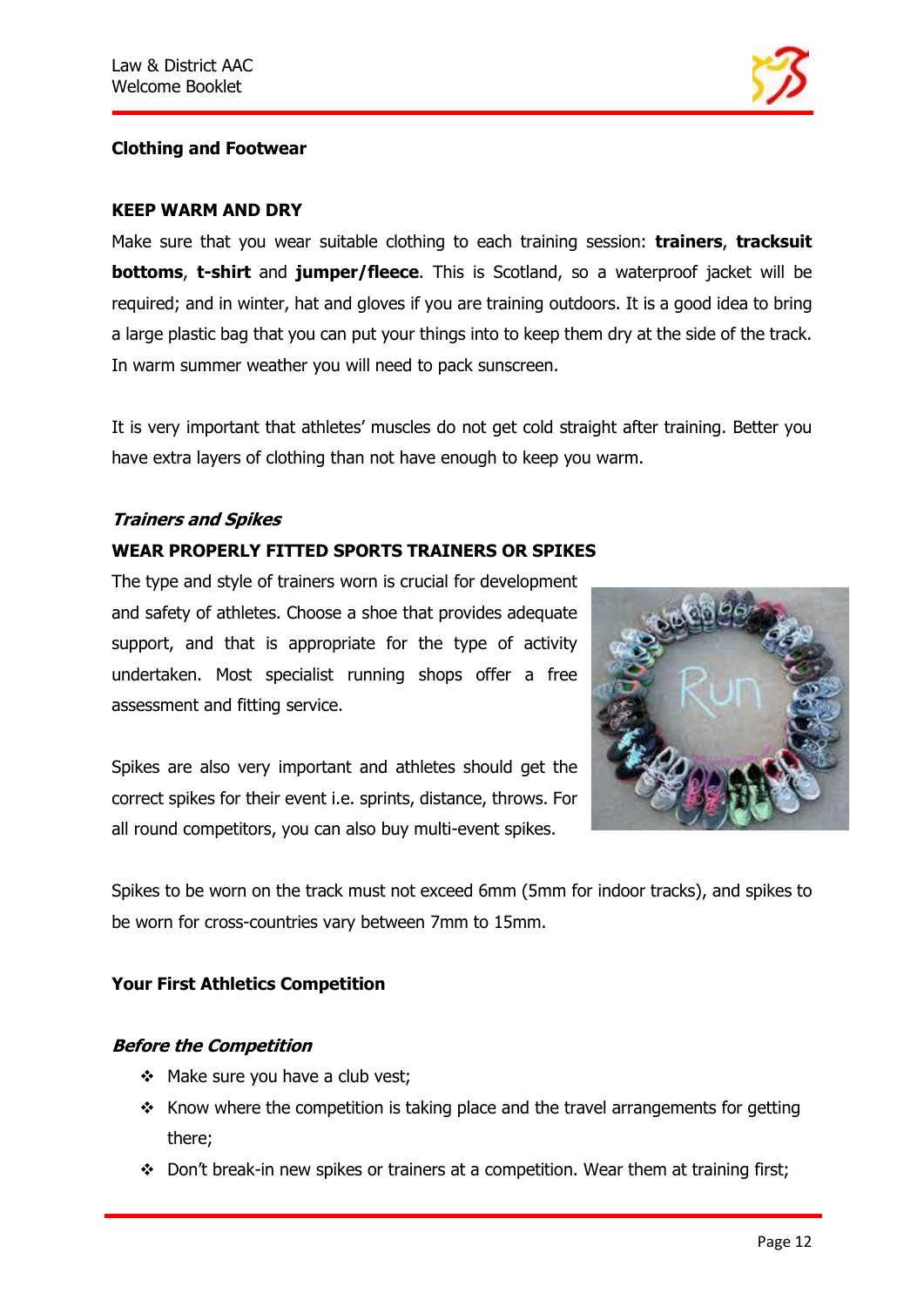## Clothing and Footwear

### KEEP WARM AND DRY

Make sure that you wear suitable clothing to each training session: **trainers**, **tracksuit bottoms**, **t-shirt** and **jumper/fleece**. This is Scotland, so a waterproof jacket will be required; and in winter, hat and gloves if you are training outdoors. It is a good idea to bring a large plastic bag that you can put your things into to keep them dry at the side of the track. In warm summer weather you will need to pack sunscreen.

It is very important that athletes' muscles do not get cold straight after training. Better you have extra layers of clothing than not have enough to keep you warm.

### *Trainers and Spikes*

**WEAR PROPERLY FITTED SPORTS TRAINERS OR SPIKES**

The type and style of trainers worn is crucial for development and safety of athletes. Choose a shoe that provides adequate support, and that is appropriate for the type of activity undertaken. Most specialist running shops offer a free assessment and fitting service.

Spikes are also very important and athletes should get the correct spikes for their event i.e. sprints, distance, throws. For all round competitors, you can also buy multi-event spikes.

Spikes to be worn on the track must not exceed 6mm (5mm for indoor tracks), and spikes to be worn for cross-countries vary between 7mm to 15mm.

## Your First Athletics Competition

### *Before the Competition*

- Make sure you have a club vest;
- Know where the competition is taking place and the travel arrangements for getting there;
- Don't break-in new spikes or trainers at a competition. Wear them at training first;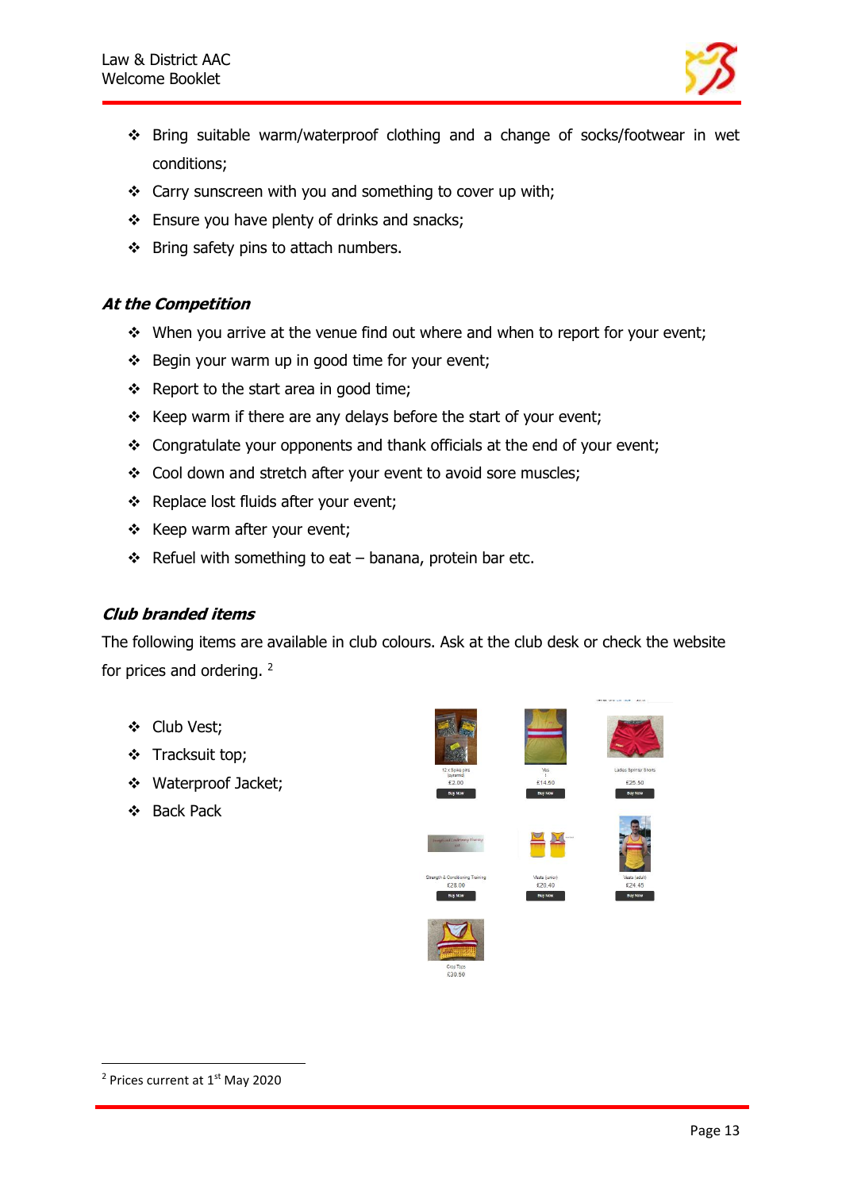- Bring suitable warm/waterproof clothing and a change of socks/footwear in wet conditions;
- Carry sunscreen with you and something to cover up with;
- Ensure you have plenty of drinks and snacks;
- Bring safety pins to attach numbers.

### *At the Competition*

- When you arrive at the venue find out where and when to report for your event;
- Begin your warm up in good time for your event;
- Report to the start area in good time;
- Keep warm if there are any delays before the start of your event;
- Congratulate your opponents and thank officials at the end of your event;
- Cool down and stretch after your event to avoid sore muscles;
- Replace lost fluids after your event;
- Keep warm after your event;
- Refuel with something to eat – banana, protein bar etc.

### *Club branded items*

The following items are available in club colours. Ask at the club desk or check the website for prices and ordering. [2]

- Club Vest;
- Tracksuit top;
- Waterproof Jacket;
- Back Pack

[2] Prices current at 1st May 2020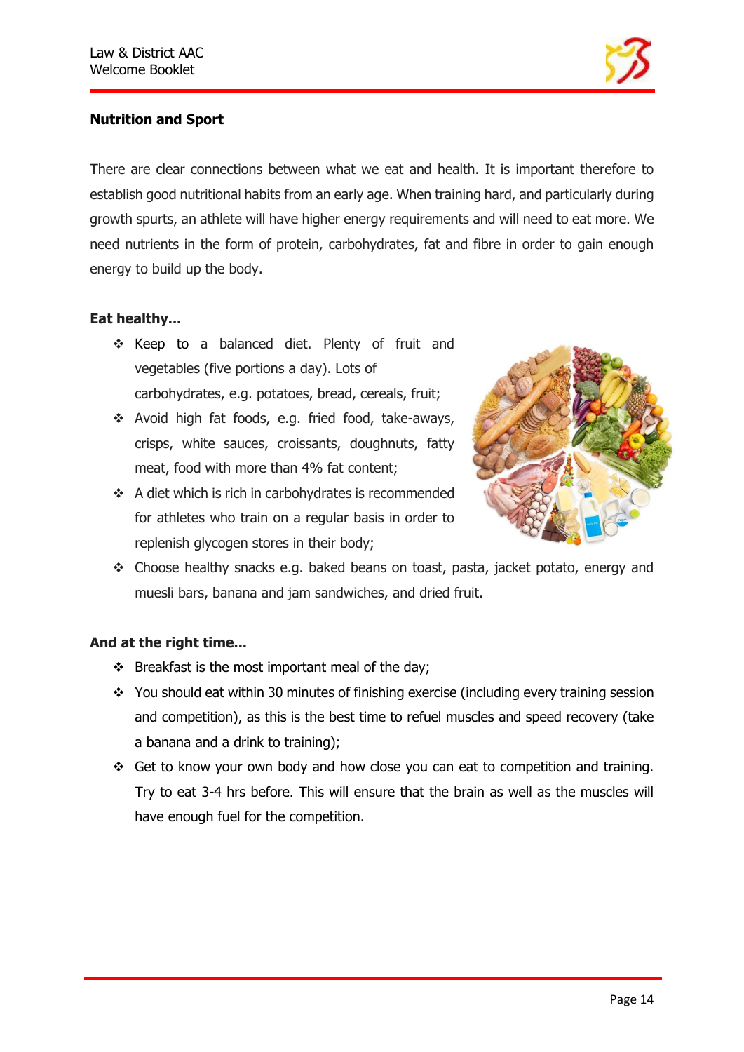## Nutrition and Sport

There are clear connections between what we eat and health. It is important therefore to establish good nutritional habits from an early age. When training hard, and particularly during growth spurts, an athlete will have higher energy requirements and will need to eat more. We need nutrients in the form of protein, carbohydrates, fat and fibre in order to gain enough energy to build up the body.

### Eat healthy...

- Keep to a balanced diet. Plenty of fruit and vegetables (five portions a day). Lots of carbohydrates, e.g. potatoes, bread, cereals, fruit;
- Avoid high fat foods, e.g. fried food, take-aways, crisps, white sauces, croissants, doughnuts, fatty meat, food with more than 4% fat content;
- A diet which is rich in carbohydrates is recommended for athletes who train on a regular basis in order to replenish glycogen stores in their body;
- Choose healthy snacks e.g. baked beans on toast, pasta, jacket potato, energy and muesli bars, banana and jam sandwiches, and dried fruit.

### And at the right time...

- Breakfast is the most important meal of the day;
- You should eat within 30 minutes of finishing exercise (including every training session and competition), as this is the best time to refuel muscles and speed recovery (take a banana and a drink to training);
- Get to know your own body and how close you can eat to competition and training. Try to eat 3-4 hrs before. This will ensure that the brain as well as the muscles will have enough fuel for the competition.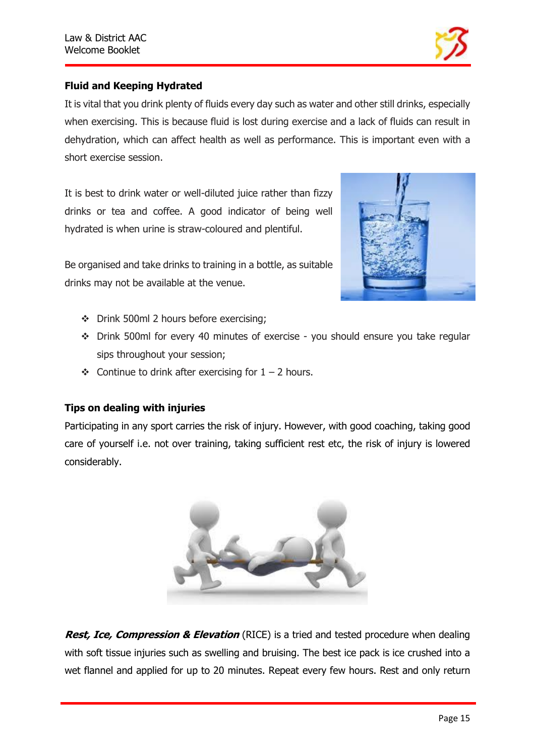**Fluid and Keeping Hydrated**

It is vital that you drink plenty of fluids every day such as water and other still drinks, especially when exercising. This is because fluid is lost during exercise and a lack of fluids can result in dehydration, which can affect health as well as performance. This is important even with a short exercise session.

It is best to drink water or well-diluted juice rather than fizzy drinks or tea and coffee. A good indicator of being well hydrated is when urine is straw-coloured and plentiful.

Be organised and take drinks to training in a bottle, as suitable drinks may not be available at the venue.

- Drink 500ml 2 hours before exercising;
- Drink 500ml for every 40 minutes of exercise - you should ensure you take regular sips throughout your session;
- Continue to drink after exercising for 1 – 2 hours.

**Tips on dealing with injuries**

Participating in any sport carries the risk of injury. However, with good coaching, taking good care of yourself i.e. not over training, taking sufficient rest etc, the risk of injury is lowered considerably.

***Rest, Ice, Compression & Elevation*** (RICE) is a tried and tested procedure when dealing with soft tissue injuries such as swelling and bruising. The best ice pack is ice crushed into a wet flannel and applied for up to 20 minutes. Repeat every few hours. Rest and only return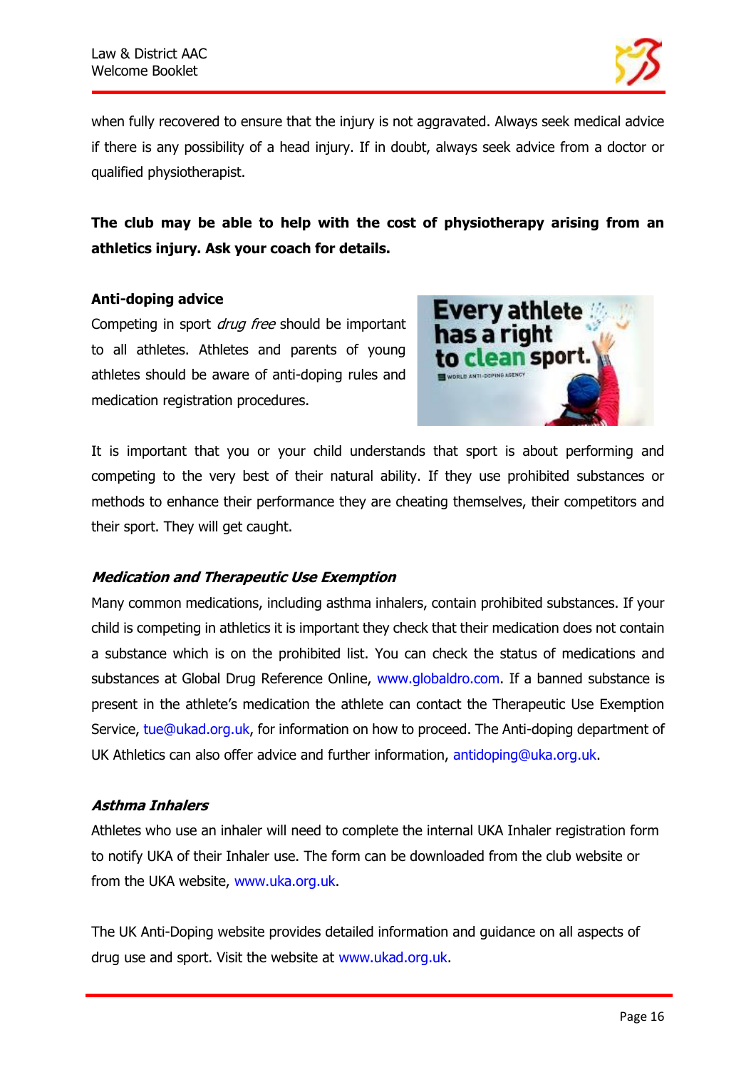when fully recovered to ensure that the injury is not aggravated. Always seek medical advice if there is any possibility of a head injury. If in doubt, always seek advice from a doctor or qualified physiotherapist.

**The club may be able to help with the cost of physiotherapy arising from an athletics injury. Ask your coach for details.**

**Anti-doping advice**

Competing in sport *drug free* should be important to all athletes. Athletes and parents of young athletes should be aware of anti-doping rules and medication registration procedures.

It is important that you or your child understands that sport is about performing and competing to the very best of their natural ability. If they use prohibited substances or methods to enhance their performance they are cheating themselves, their competitors and their sport. They will get caught.

***Medication and Therapeutic Use Exemption***

Many common medications, including asthma inhalers, contain prohibited substances. If your child is competing in athletics it is important they check that their medication does not contain a substance which is on the prohibited list. You can check the status of medications and substances at Global Drug Reference Online, www.globaldro.com. If a banned substance is present in the athlete's medication the athlete can contact the Therapeutic Use Exemption Service, tue@ukad.org.uk, for information on how to proceed. The Anti-doping department of UK Athletics can also offer advice and further information, antidoping@uka.org.uk.

***Asthma Inhalers***

Athletes who use an inhaler will need to complete the internal UKA Inhaler registration form to notify UKA of their Inhaler use. The form can be downloaded from the club website or from the UKA website, www.uka.org.uk.

The UK Anti-Doping website provides detailed information and guidance on all aspects of drug use and sport. Visit the website at www.ukad.org.uk.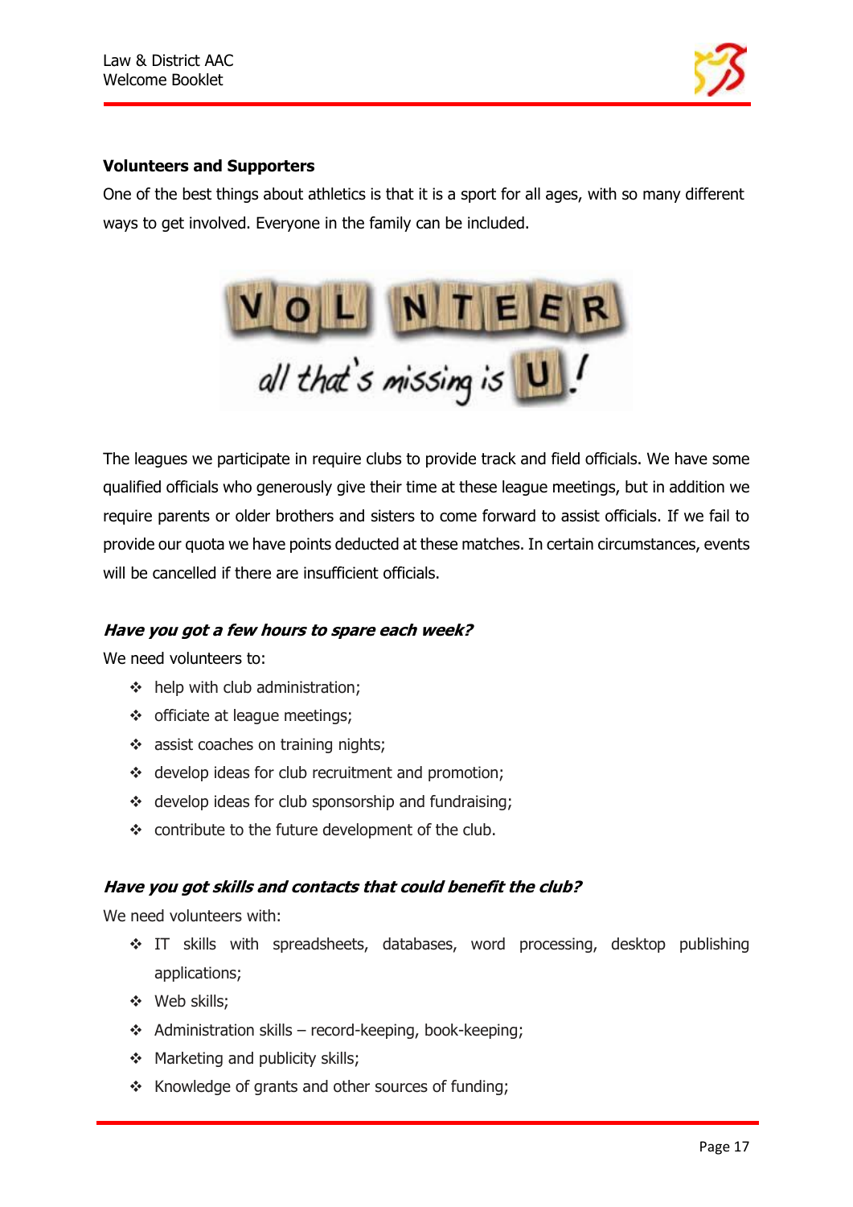### Volunteers and Supporters

One of the best things about athletics is that it is a sport for all ages, with so many different ways to get involved. Everyone in the family can be included.

The leagues we participate in require clubs to provide track and field officials. We have some qualified officials who generously give their time at these league meetings, but in addition we require parents or older brothers and sisters to come forward to assist officials. If we fail to provide our quota we have points deducted at these matches. In certain circumstances, events will be cancelled if there are insufficient officials.

#### *Have you got a few hours to spare each week?*

We need volunteers to:

- help with club administration;
- officiate at league meetings;
- assist coaches on training nights;
- develop ideas for club recruitment and promotion;
- develop ideas for club sponsorship and fundraising;
- contribute to the future development of the club.

#### *Have you got skills and contacts that could benefit the club?*

We need volunteers with:

- IT skills with spreadsheets, databases, word processing, desktop publishing applications;
- Web skills;
- Administration skills – record-keeping, book-keeping;
- Marketing and publicity skills;
- Knowledge of grants and other sources of funding;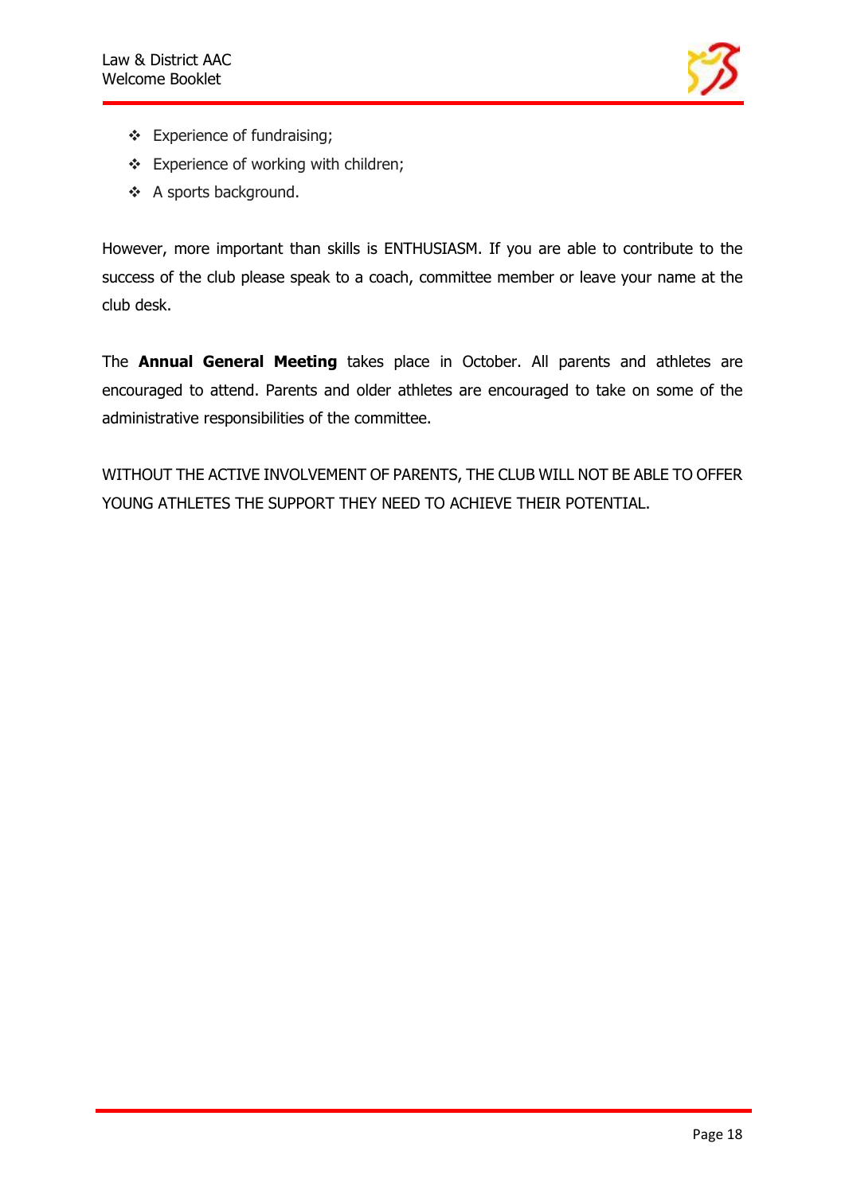- Experience of fundraising;
- Experience of working with children;
- A sports background.

However, more important than skills is ENTHUSIASM. If you are able to contribute to the success of the club please speak to a coach, committee member or leave your name at the club desk.

The **Annual General Meeting** takes place in October. All parents and athletes are encouraged to attend. Parents and older athletes are encouraged to take on some of the administrative responsibilities of the committee.

WITHOUT THE ACTIVE INVOLVEMENT OF PARENTS, THE CLUB WILL NOT BE ABLE TO OFFER YOUNG ATHLETES THE SUPPORT THEY NEED TO ACHIEVE THEIR POTENTIAL.